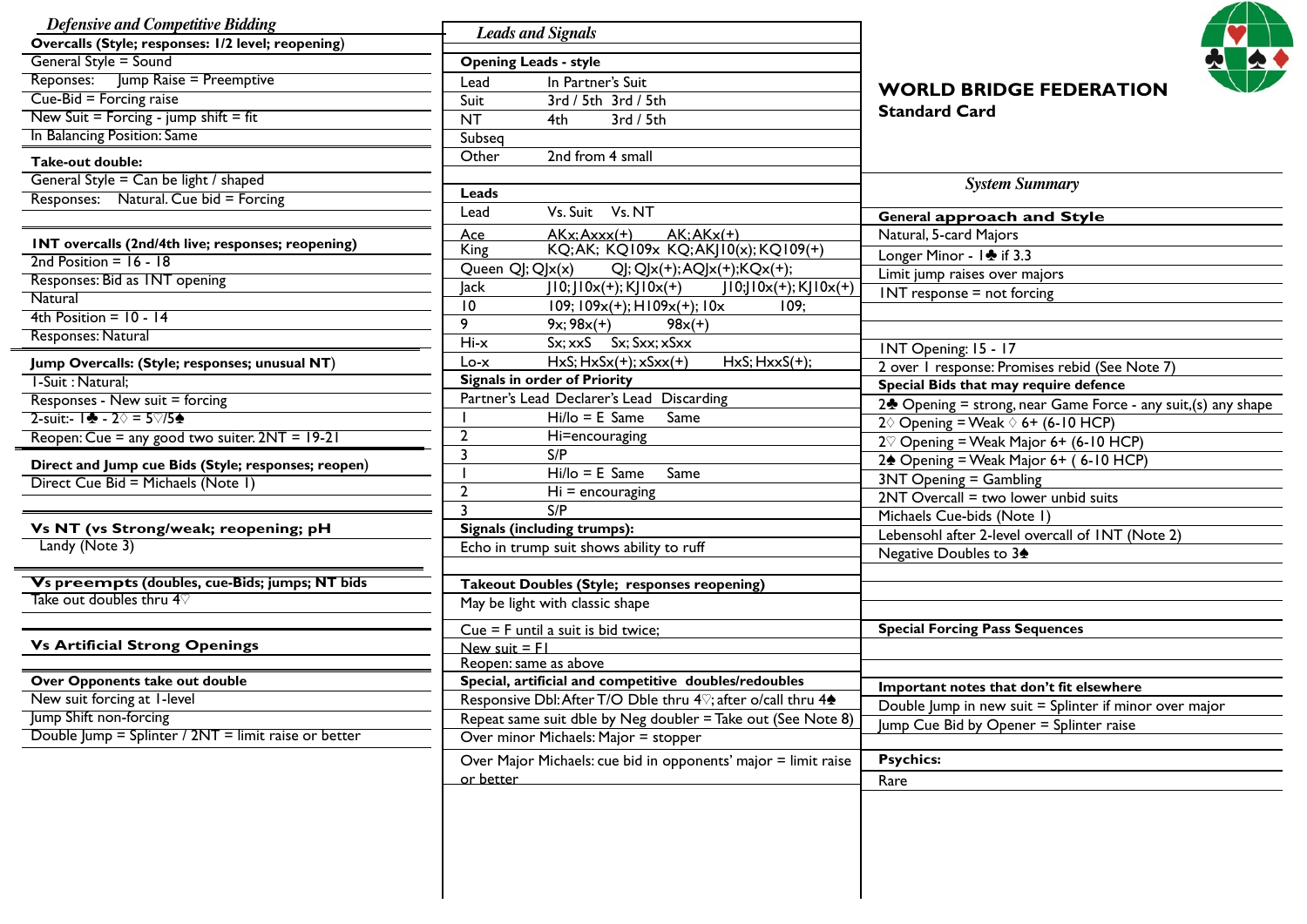## Defensive and Competitive Bidding

**Overcalls (Style; responses: 1/2 level; reopening)**

General Style = Sound

Reponses: Jump Raise = Preemptive

Cue-Bid = Forcing raise

New Suit = Forcing - jump shift = fit

In Balancing Position: Same

**Take-out double:**

General Style = Can be light / shaped

Responses: Natural. Cue bid = Forcing

**1NT overcalls (2nd/4th live; responses; reopening)**

2nd Position = 16 - 18

Responses: Bid as 1NT opening

Natural

4th Position = 10 - 14

Responses: Natural

**Jump Overcalls: (Style; responses; unusual NT)**

1-Suit : Natural;

Responses - New suit = forcing

2-suit:- 1♣ - 2♢ = 5♡/5♠

Reopen: Cue = any good two suiter. 2NT = 19-21

**Direct and Jump cue Bids (Style; responses; reopen)**

Direct Cue Bid = Michaels (Note 1)

**Vs NT (vs Strong/weak; reopening; pH**

Landy (Note 3)

**Vs preempts (doubles, cue-Bids; jumps; NT bids**

Take out doubles thru 4♡

**Vs Artificial Strong Openings**

**Over Opponents take out double**

New suit forcing at 1-level

Jump Shift non-forcing

Double Jump = Splinter / 2NT = limit raise or better

## Leads and Signals

**Opening Leads - style**

| | | |
|---|---|---|
| Lead | In Partner's Suit | |
| Suit | 3rd / 5th | 3rd / 5th |
| NT | 4th | 3rd / 5th |
| Subseq | | |
| Other | 2nd from 4 small | |

**Leads**

| Lead | Vs. Suit | Vs. NT |
|---|---|---|
| Ace | AKx; Axxx(+) | AK; AKx(+) |
| King | KQ; AK; KQ109x | KQ; AKJ10(x); KQ109(+) |
| Queen | QJ; QJx(x) | QJ; QJx(+); AQJx(+); KQx(+); |
| Jack | J10; J10x(+); KJ10x(+) | J10; J10x(+); KJ10x(+) |
| 10 | 109; 109x(+); H109x(+); 10x | 109; |
| 9 | 9x; 98x(+) | 98x(+) |
| Hi-x | Sx; xxS | Sx; Sxx; xSxx |
| Lo-x | HxS; HxSx(+); xSxx(+) | HxS; HxxS(+); |

**Signals in order of Priority**

| | Partner's Lead | Declarer's Lead | Discarding |
|---|---|---|---|
| 1 | Hi/lo = E | Same | Same |
| 2 | Hi=encouraging | | |
| 3 | S/P | | |
| 1 | Hi/lo = E | Same | Same |
| 2 | Hi = encouraging | | |
| 3 | S/P | | |

**Signals (including trumps):**

Echo in trump suit shows ability to ruff

**Takeout Doubles (Style; responses reopening)**

May be light with classic shape

Cue = F until a suit is bid twice;

New suit = F1

Reopen: same as above

**Special, artificial and competitive doubles/redoubles**

Responsive Dbl: After T/O Dble thru 4♡; after o/call thru 4♠

Repeat same suit dble by Neg doubler = Take out (See Note 8)

Over minor Michaels: Major = stopper

Over Major Michaels: cue bid in opponents' major = limit raise or better

## WORLD BRIDGE FEDERATION
**Standard Card**

## System Summary

**General approach and Style**

Natural, 5-card Majors

Longer Minor - 1♣ if 3.3

Limit jump raises over majors

1NT response = not forcing

1NT Opening: 15 - 17

2 over 1 response: Promises rebid (See Note 7)

**Special Bids that may require defence**

2♣ Opening = strong, near Game Force - any suit,(s) any shape

2♢ Opening = Weak ♢ 6+ (6-10 HCP)

2♡ Opening = Weak Major 6+ (6-10 HCP)

2♠ Opening = Weak Major 6+ ( 6-10 HCP)

3NT Opening = Gambling

2NT Overcall = two lower unbid suits

Michaels Cue-bids (Note 1)

Lebensohl after 2-level overcall of 1NT (Note 2)

Negative Doubles to 3♠

**Special Forcing Pass Sequences**

**Important notes that don't fit elsewhere**

Double Jump in new suit = Splinter if minor over major

Jump Cue Bid by Opener = Splinter raise

**Psychics:**

Rare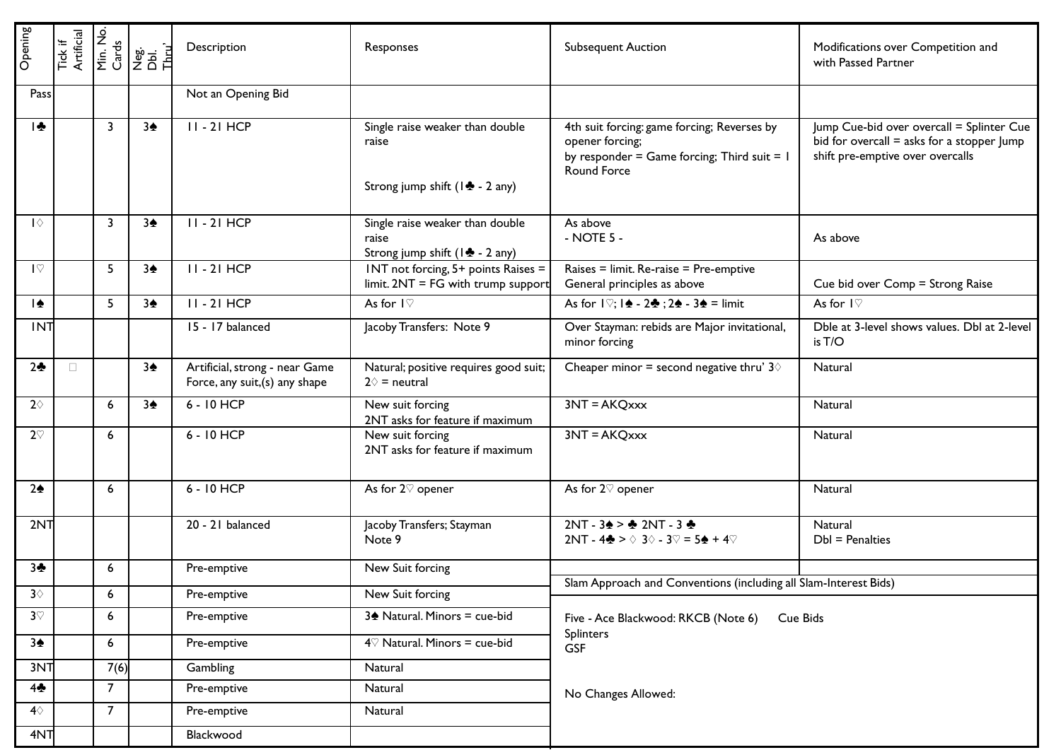| Opening | Tick if Artificial | Min. No. Cards | Neg. Dbl. Thru' | Description | Responses | Subsequent Auction | Modifications over Competition and with Passed Partner |
|---|---|---|---|---|---|---|---|
| Pass | | | | Not an Opening Bid | | | |
| 1♣ | | 3 | 3♠ | 11 - 21 HCP | Single raise weaker than double raise<br><br>Strong jump shift (1♣ - 2 any) | 4th suit forcing: game forcing; Reverses by opener forcing;<br>by responder = Game forcing; Third suit = 1 Round Force | Jump Cue-bid over overcall = Splinter Cue bid for overcall = asks for a stopper Jump shift pre-emptive over overcalls |
| 1♢ | | 3 | 3♠ | 11 - 21 HCP | Single raise weaker than double raise<br>Strong jump shift (1♣ - 2 any) | As above<br>- NOTE 5 - | As above |
| 1♡ | | 5 | 3♠ | 11 - 21 HCP | 1NT not forcing, 5+ points Raises = limit. 2NT = FG with trump support | Raises = limit. Re-raise = Pre-emptive<br>General principles as above | Cue bid over Comp = Strong Raise |
| 1♠ | | 5 | 3♠ | 11 - 21 HCP | As for 1♡ | As for 1♡; 1♠ - 2♣ ; 2♠ - 3♠ = limit | As for 1♡ |
| 1NT | | | | 15 - 17 balanced | Jacoby Transfers: Note 9 | Over Stayman: rebids are Major invitational, minor forcing | Dble at 3-level shows values. Dbl at 2-level is T/O |
| 2♣ | ☐ | | 3♠ | Artificial, strong - near Game Force, any suit,(s) any shape | Natural; positive requires good suit; 2♢ = neutral | Cheaper minor = second negative thru' 3♢ | Natural |
| 2♢ | | 6 | 3♠ | 6 - 10 HCP | New suit forcing<br>2NT asks for feature if maximum | 3NT = AKQxxx | Natural |
| 2♡ | | 6 | | 6 - 10 HCP | New suit forcing<br>2NT asks for feature if maximum | 3NT = AKQxxx | Natural |
| 2♠ | | 6 | | 6 - 10 HCP | As for 2♡ opener | As for 2♡ opener | Natural |
| 2NT | | | | 20 - 21 balanced | Jacoby Transfers; Stayman<br>Note 9 | 2NT - 3♠ > ♣ 2NT - 3 ♣<br>2NT - 4♣ > ♢ 3♢ - 3♡ = 5♠ + 4♡ | Natural<br>Dbl = Penalties |
| 3♣ | | 6 | | Pre-emptive | New Suit forcing | | |
| 3♢ | | 6 | | Pre-emptive | New Suit forcing | **Slam Approach and Conventions (including all Slam-Interest Bids)** | |
| 3♡ | | 6 | | Pre-emptive | 3♠ Natural. Minors = cue-bid | Five - Ace Blackwood: RKCB (Note 6) Cue Bids<br>Splinters<br>GSF | |
| 3♠ | | 6 | | Pre-emptive | 4♡ Natural. Minors = cue-bid | | |
| 3NT | | 7(6) | | Gambling | Natural | | |
| 4♣ | | 7 | | Pre-emptive | Natural | No Changes Allowed: | |
| 4♢ | | 7 | | Pre-emptive | Natural | | |
| 4NT | | | | Blackwood | | | |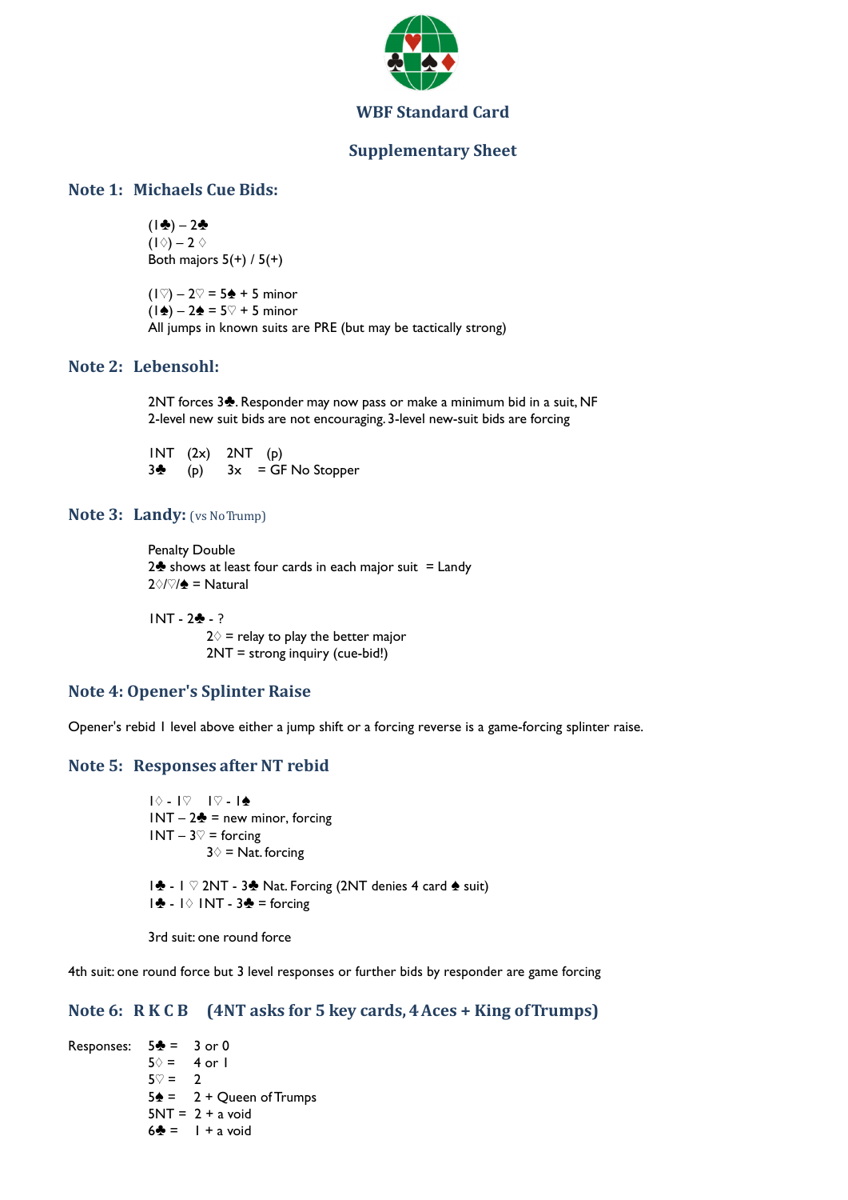## WBF Standard Card

## Supplementary Sheet

### Note 1: Michaels Cue Bids:

(1♣) – 2♣
(1♢) – 2 ♢
Both majors 5(+) / 5(+)

(1♡) – 2♡ = 5♠ + 5 minor
(1♠) – 2♠ = 5♡ + 5 minor
All jumps in known suits are PRE (but may be tactically strong)

### Note 2: Lebensohl:

2NT forces 3♣. Responder may now pass or make a minimum bid in a suit, NF
2-level new suit bids are not encouraging. 3-level new-suit bids are forcing

1NT (2x) 2NT (p)
3♣ (p) 3x = GF No Stopper

### Note 3: Landy: (vs No Trump)

Penalty Double
2♣ shows at least four cards in each major suit = Landy
2♢/♡/♠ = Natural

1NT - 2♣ - ?
- 2♢ = relay to play the better major
- 2NT = strong inquiry (cue-bid!)

### Note 4: Opener's Splinter Raise

Opener's rebid 1 level above either a jump shift or a forcing reverse is a game-forcing splinter raise.

### Note 5: Responses after NT rebid

1♢ - 1♡ 1♡ - 1♠
1NT – 2♣ = new minor, forcing
1NT – 3♡ = forcing
3♢ = Nat. forcing

1♣ - 1 ♡ 2NT - 3♣ Nat. Forcing (2NT denies 4 card ♠ suit)
1♣ - 1♢ 1NT - 3♣ = forcing

3rd suit: one round force

4th suit: one round force but 3 level responses or further bids by responder are game forcing

### Note 6: R K C B (4NT asks for 5 key cards, 4 Aces + King of Trumps)

Responses:
- 5♣ = 3 or 0
- 5♢ = 4 or 1
- 5♡ = 2
- 5♠ = 2 + Queen of Trumps
- 5NT = 2 + a void
- 6♣ = 1 + a void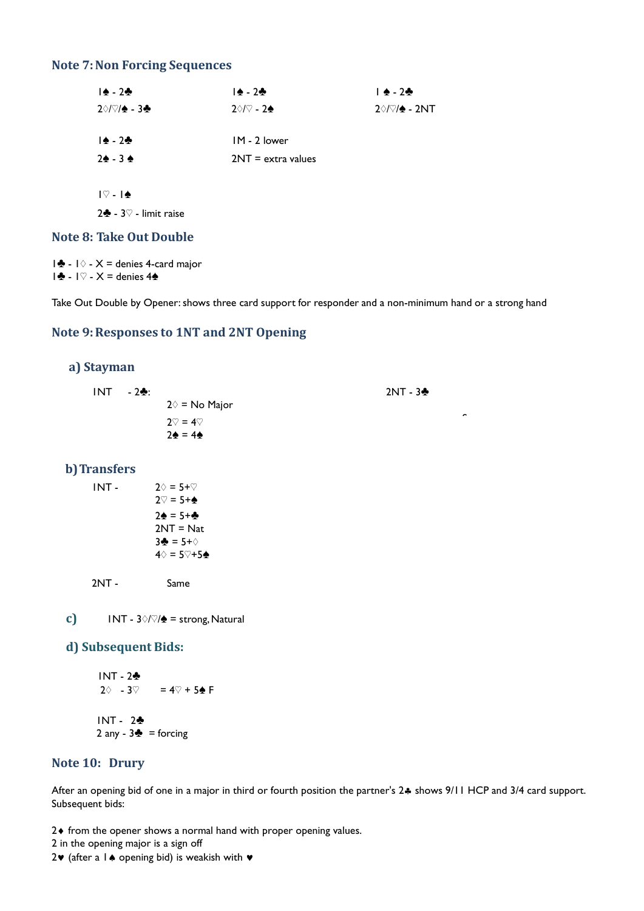## Note 7: Non Forcing Sequences

| | | |
|---|---|---|
| 1♠ - 2♣ | 1♠ - 2♣ | 1 ♠ - 2♣ |
| 2♢/♡/♠ - 3♣ | 2♢/♡ - 2♠ | 2♢/♡/♠ - 2NT |
| | | |
| 1♠ - 2♣ | 1M - 2 lower | |
| 2♠ - 3 ♠ | 2NT = extra values | |

1♡ - 1♠

2♣ - 3♡ - limit raise

## Note 8: Take Out Double

1♣ - 1♢ - X = denies 4-card major
1♣ - 1♡ - X = denies 4♠

Take Out Double by Opener: shows three card support for responder and a non-minimum hand or a strong hand

## Note 9: Responses to 1NT and 2NT Opening

### a) Stayman

1NT - 2♣:
- 2♢ = No Major
- 2♡ = 4♡
- 2♠ = 4♠

2NT - 3♣

### b) Transfers

1NT -
- 2♢ = 5+♡
- 2♡ = 5+♠
- 2♠ = 5+♣
- 2NT = Nat
- 3♣ = 5+♢
- 4♢ = 5♡+5♠

2NT - Same

### c)

1NT - 3♢/♡/♠ = strong, Natural

### d) Subsequent Bids:

1NT - 2♣
2♢ - 3♡ = 4♡ + 5♠ F

1NT - 2♣
2 any - 3♣ = forcing

## Note 10: Drury

After an opening bid of one in a major in third or fourth position the partner's 2♣ shows 9/11 HCP and 3/4 card support. Subsequent bids:

2♦ from the opener shows a normal hand with proper opening values.
2 in the opening major is a sign off
2♥ (after a 1♠ opening bid) is weakish with ♥